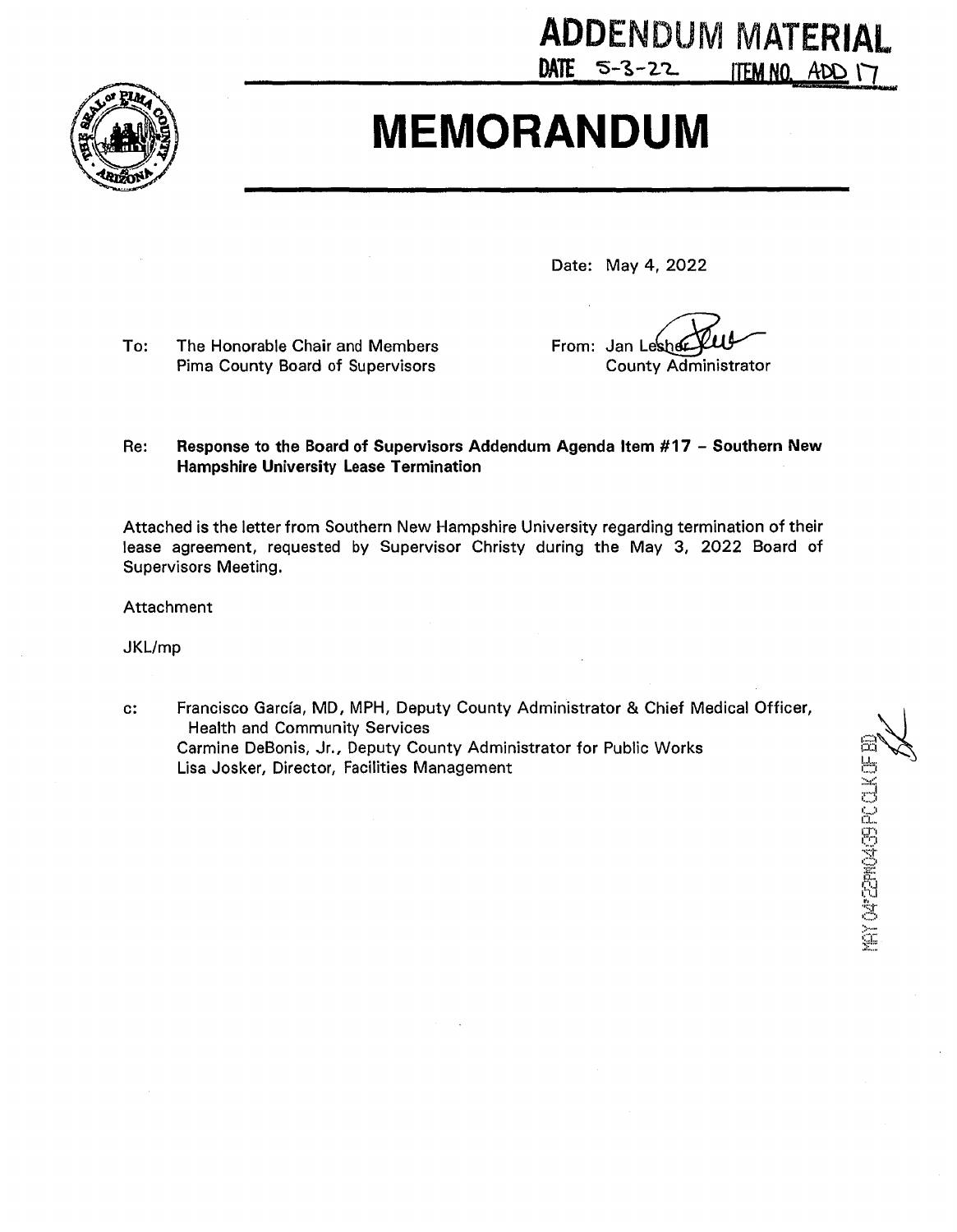**ADDENDUM MATERIAL**
**DATE** 5-3-22 **ITEM NO.** ADD 17

# MEMORANDUM

Date: May 4, 2022

To: The Honorable Chair and Members
Pima County Board of Supervisors

From: Jan Lesher
County Administrator

Re: **Response to the Board of Supervisors Addendum Agenda Item #17 – Southern New Hampshire University Lease Termination**

Attached is the letter from Southern New Hampshire University regarding termination of their lease agreement, requested by Supervisor Christy during the May 3, 2022 Board of Supervisors Meeting.

Attachment

JKL/mp

c: Francisco García, MD, MPH, Deputy County Administrator & Chief Medical Officer, Health and Community Services
Carmine DeBonis, Jr., Deputy County Administrator for Public Works
Lisa Josker, Director, Facilities Management

MAY 04'22PM04:59 PC CLK OF BD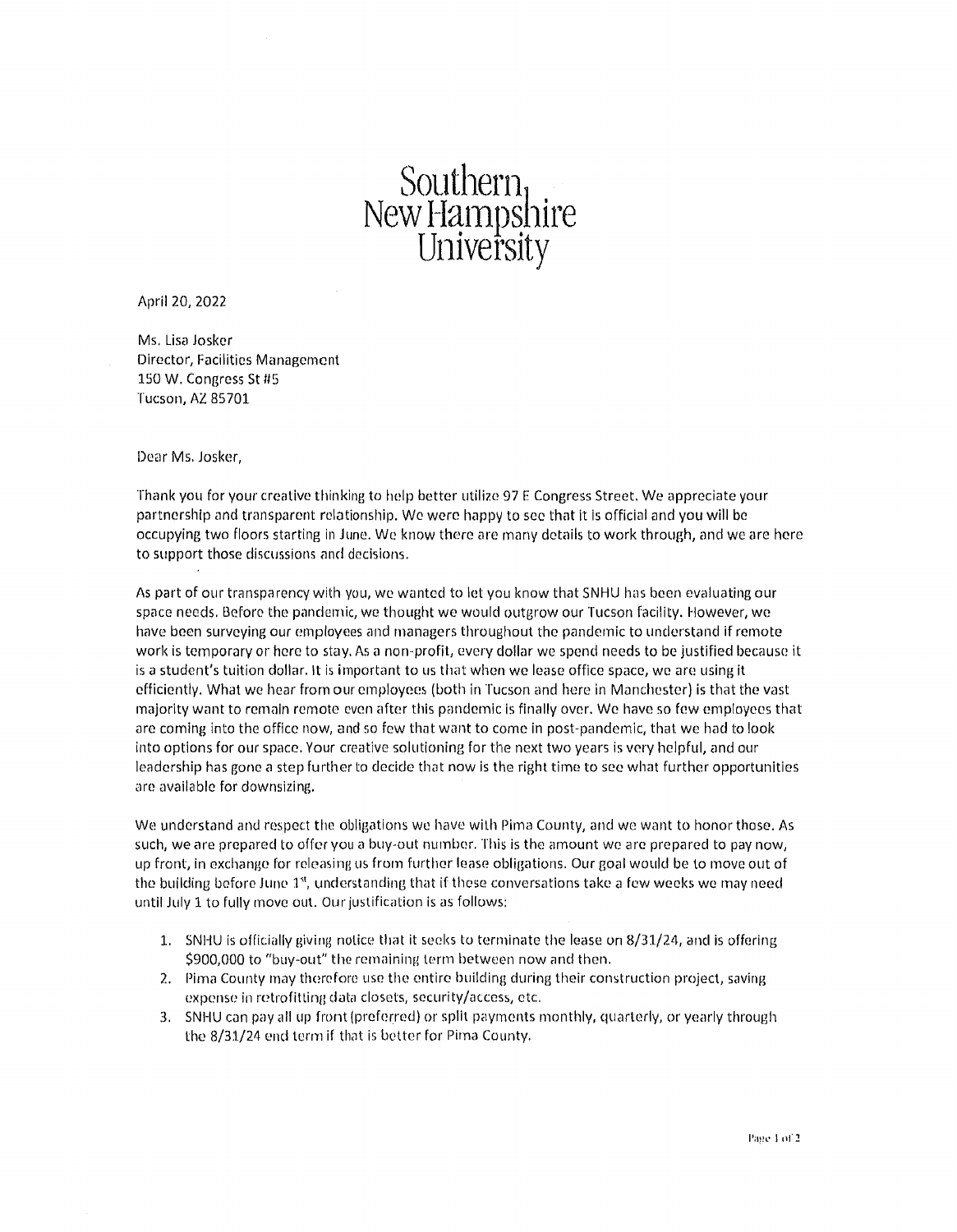# Southern New Hampshire University

April 20, 2022

Ms. Lisa Josker
Director, Facilities Management
150 W. Congress St #5
Tucson, AZ 85701

Dear Ms. Josker,

Thank you for your creative thinking to help better utilize 97 E Congress Street. We appreciate your partnership and transparent relationship. We were happy to see that it is official and you will be occupying two floors starting in June. We know there are many details to work through, and we are here to support those discussions and decisions.

As part of our transparency with you, we wanted to let you know that SNHU has been evaluating our space needs. Before the pandemic, we thought we would outgrow our Tucson facility. However, we have been surveying our employees and managers throughout the pandemic to understand if remote work is temporary or here to stay. As a non-profit, every dollar we spend needs to be justified because it is a student's tuition dollar. It is important to us that when we lease office space, we are using it efficiently. What we hear from our employees (both in Tucson and here in Manchester) is that the vast majority want to remain remote even after this pandemic is finally over. We have so few employees that are coming into the office now, and so few that want to come in post-pandemic, that we had to look into options for our space. Your creative solutioning for the next two years is very helpful, and our leadership has gone a step further to decide that now is the right time to see what further opportunities are available for downsizing.

We understand and respect the obligations we have with Pima County, and we want to honor those. As such, we are prepared to offer you a buy-out number. This is the amount we are prepared to pay now, up front, in exchange for releasing us from further lease obligations. Our goal would be to move out of the building before June 1st, understanding that if these conversations take a few weeks we may need until July 1 to fully move out. Our justification is as follows:

1. SNHU is officially giving notice that it seeks to terminate the lease on 8/31/24, and is offering $900,000 to "buy-out" the remaining term between now and then.
2. Pima County may therefore use the entire building during their construction project, saving expense in retrofitting data closets, security/access, etc.
3. SNHU can pay all up front (preferred) or split payments monthly, quarterly, or yearly through the 8/31/24 end term if that is better for Pima County.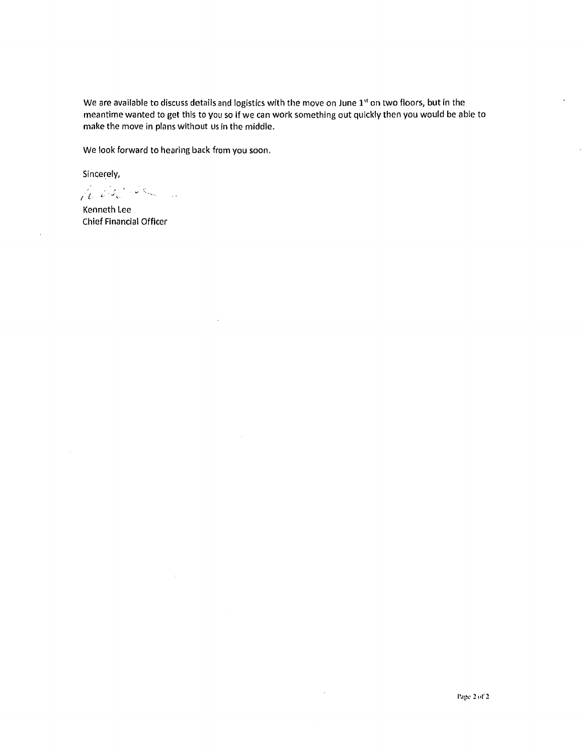We are available to discuss details and logistics with the move on June 1st on two floors, but in the meantime wanted to get this to you so if we can work something out quickly then you would be able to make the move in plans without us in the middle.

We look forward to hearing back from you soon.

Sincerely,

Kenneth Lee
Chief Financial Officer